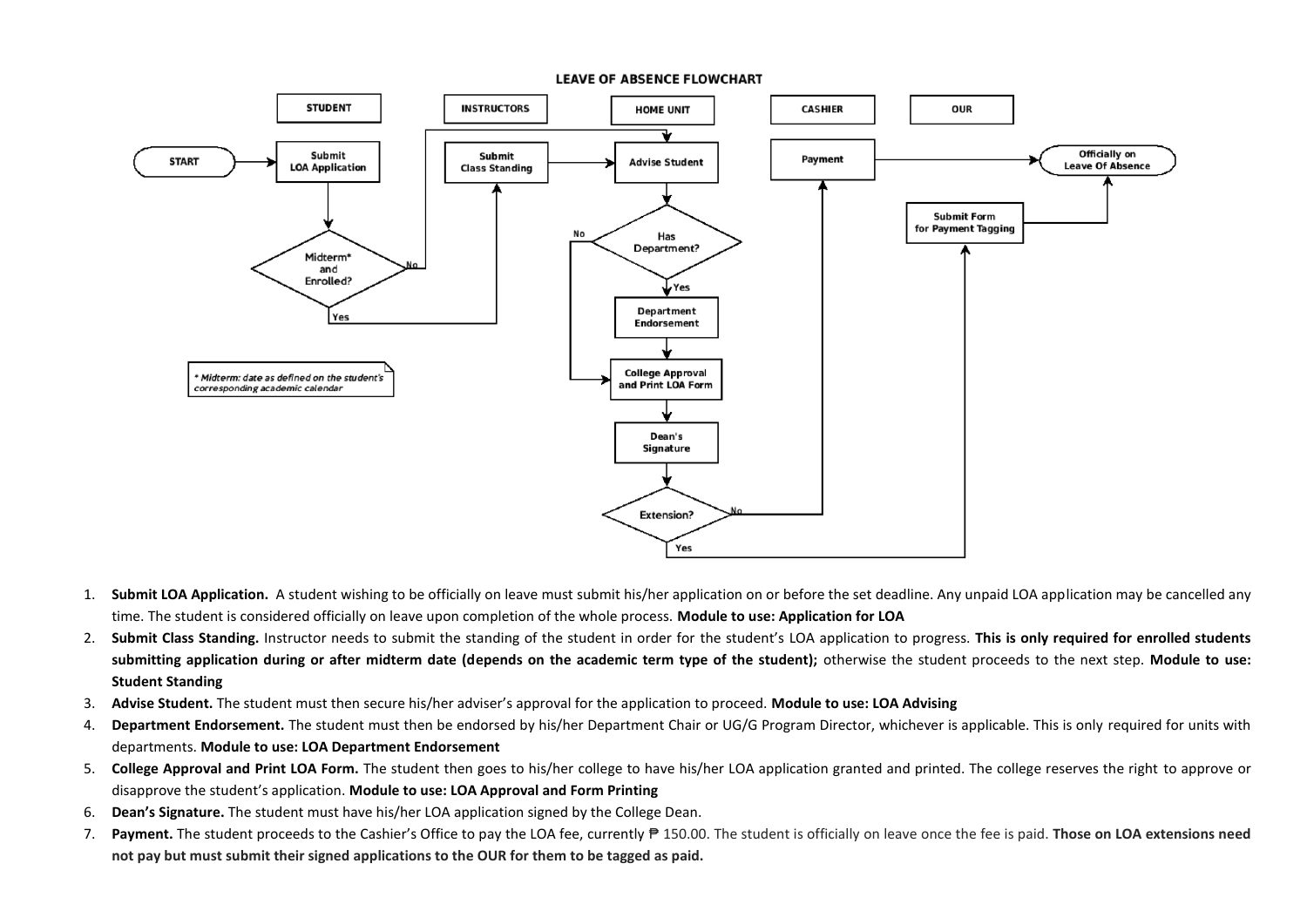# LEAVE OF ABSENCE FLOWCHART

STUDENT | INSTRUCTORS | HOME UNIT | CASHIER | OUR

START → Submit LOA Application → Midterm* and Enrolled?
- Yes → Submit Class Standing → Advise Student
- No → Advise Student

Advise Student → Has Department?
- Yes → Department Endorsement → College Approval and Print LOA Form
- No → College Approval and Print LOA Form

College Approval and Print LOA Form → Dean's Signature → Extension?
- No → Payment → Officially on Leave Of Absence
- Yes → Submit Form for Payment Tagging → Officially on Leave Of Absence

*\* Midterm: date as defined on the student's corresponding academic calendar*

1. **Submit LOA Application.** A student wishing to be officially on leave must submit his/her application on or before the set deadline. Any unpaid LOA application may be cancelled any time. The student is considered officially on leave upon completion of the whole process. **Module to use: Application for LOA**
2. **Submit Class Standing.** Instructor needs to submit the standing of the student in order for the student's LOA application to progress. **This is only required for enrolled students submitting application during or after midterm date (depends on the academic term type of the student);** otherwise the student proceeds to the next step. **Module to use: Student Standing**
3. **Advise Student.** The student must then secure his/her adviser's approval for the application to proceed. **Module to use: LOA Advising**
4. **Department Endorsement.** The student must then be endorsed by his/her Department Chair or UG/G Program Director, whichever is applicable. This is only required for units with departments. **Module to use: LOA Department Endorsement**
5. **College Approval and Print LOA Form.** The student then goes to his/her college to have his/her LOA application granted and printed. The college reserves the right to approve or disapprove the student's application. **Module to use: LOA Approval and Form Printing**
6. **Dean's Signature.** The student must have his/her LOA application signed by the College Dean.
7. **Payment.** The student proceeds to the Cashier's Office to pay the LOA fee, currently ₱ 150.00. The student is officially on leave once the fee is paid. **Those on LOA extensions need not pay but must submit their signed applications to the OUR for them to be tagged as paid.**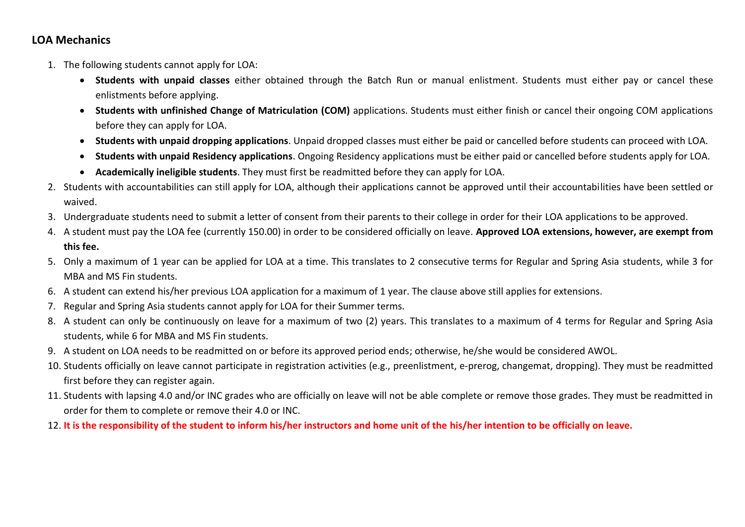## LOA Mechanics

1. The following students cannot apply for LOA:
   - **Students with unpaid classes** either obtained through the Batch Run or manual enlistment. Students must either pay or cancel these enlistments before applying.
   - **Students with unfinished Change of Matriculation (COM)** applications. Students must either finish or cancel their ongoing COM applications before they can apply for LOA.
   - **Students with unpaid dropping applications**. Unpaid dropped classes must either be paid or cancelled before students can proceed with LOA.
   - **Students with unpaid Residency applications**. Ongoing Residency applications must be either paid or cancelled before students apply for LOA.
   - **Academically ineligible students**. They must first be readmitted before they can apply for LOA.
2. Students with accountabilities can still apply for LOA, although their applications cannot be approved until their accountabilities have been settled or waived.
3. Undergraduate students need to submit a letter of consent from their parents to their college in order for their LOA applications to be approved.
4. A student must pay the LOA fee (currently 150.00) in order to be considered officially on leave. **Approved LOA extensions, however, are exempt from this fee.**
5. Only a maximum of 1 year can be applied for LOA at a time. This translates to 2 consecutive terms for Regular and Spring Asia students, while 3 for MBA and MS Fin students.
6. A student can extend his/her previous LOA application for a maximum of 1 year. The clause above still applies for extensions.
7. Regular and Spring Asia students cannot apply for LOA for their Summer terms.
8. A student can only be continuously on leave for a maximum of two (2) years. This translates to a maximum of 4 terms for Regular and Spring Asia students, while 6 for MBA and MS Fin students.
9. A student on LOA needs to be readmitted on or before its approved period ends; otherwise, he/she would be considered AWOL.
10. Students officially on leave cannot participate in registration activities (e.g., preenlistment, e-prerog, changemat, dropping). They must be readmitted first before they can register again.
11. Students with lapsing 4.0 and/or INC grades who are officially on leave will not be able complete or remove those grades. They must be readmitted in order for them to complete or remove their 4.0 or INC.
12. **It is the responsibility of the student to inform his/her instructors and home unit of the his/her intention to be officially on leave.**